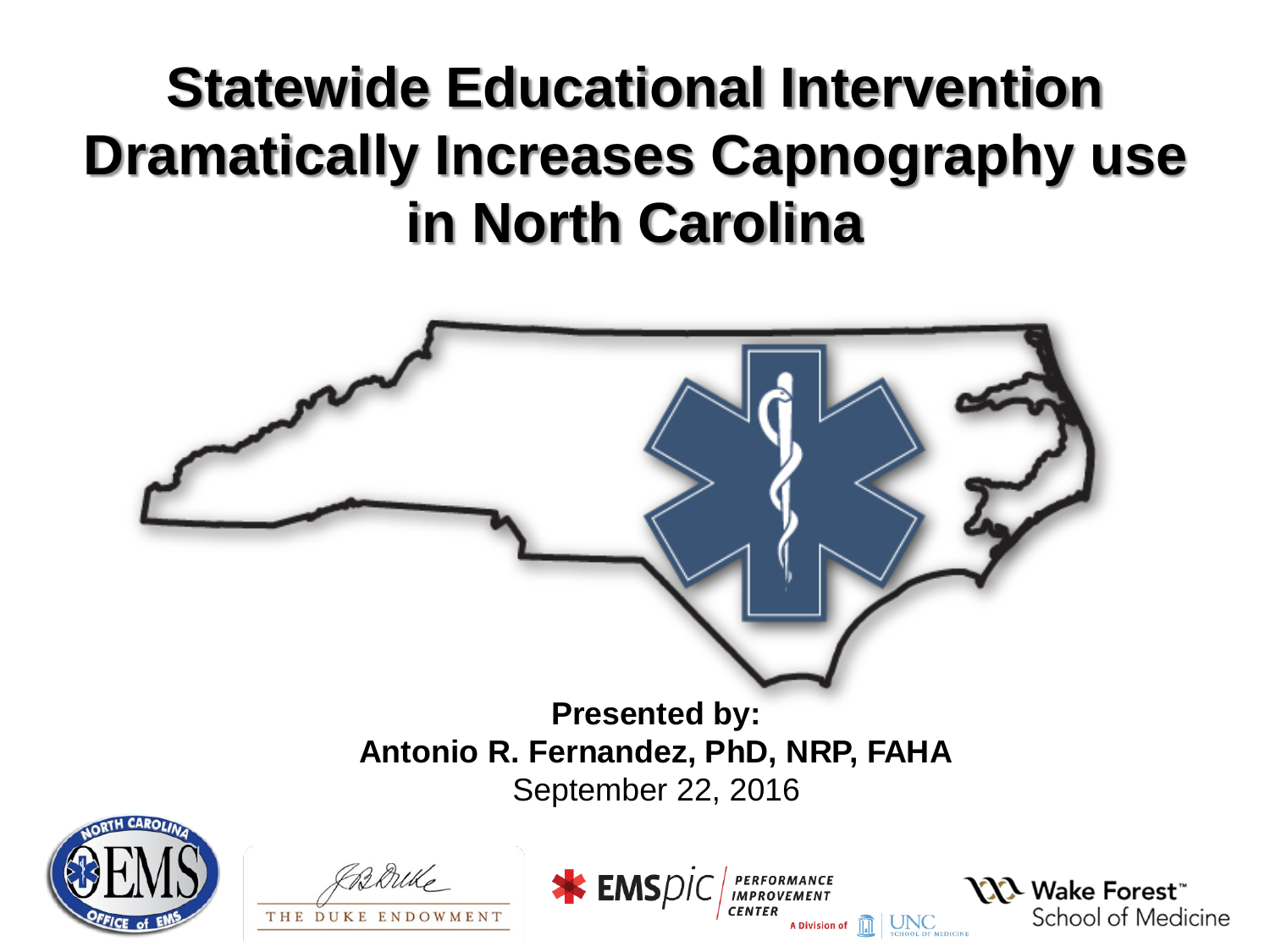# Statewide Educational Intervention Dramatically Increases Capnography use in North Carolina

**Presented by:**
**Antonio R. Fernandez, PhD, NRP, FAHA**
September 22, 2016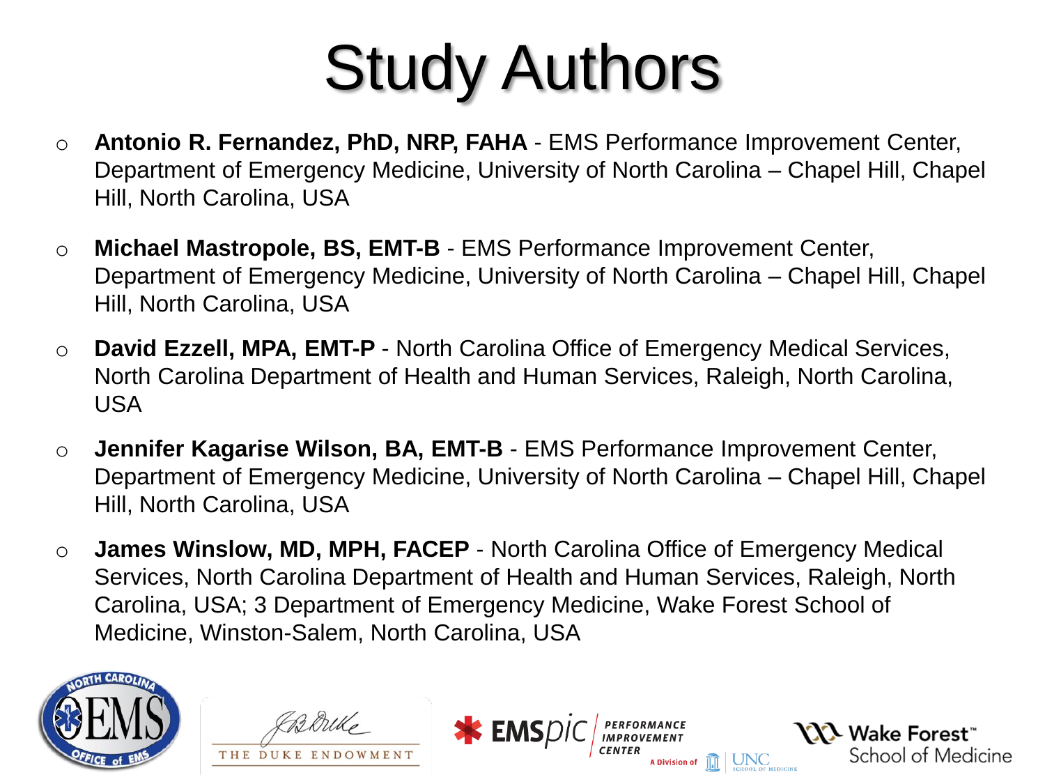# Study Authors

- **Antonio R. Fernandez, PhD, NRP, FAHA** - EMS Performance Improvement Center, Department of Emergency Medicine, University of North Carolina – Chapel Hill, Chapel Hill, North Carolina, USA
- **Michael Mastropole, BS, EMT-B** - EMS Performance Improvement Center, Department of Emergency Medicine, University of North Carolina – Chapel Hill, Chapel Hill, North Carolina, USA
- **David Ezzell, MPA, EMT-P** - North Carolina Office of Emergency Medical Services, North Carolina Department of Health and Human Services, Raleigh, North Carolina, USA
- **Jennifer Kagarise Wilson, BA, EMT-B** - EMS Performance Improvement Center, Department of Emergency Medicine, University of North Carolina – Chapel Hill, Chapel Hill, North Carolina, USA
- **James Winslow, MD, MPH, FACEP** - North Carolina Office of Emergency Medical Services, North Carolina Department of Health and Human Services, Raleigh, North Carolina, USA; 3 Department of Emergency Medicine, Wake Forest School of Medicine, Winston-Salem, North Carolina, USA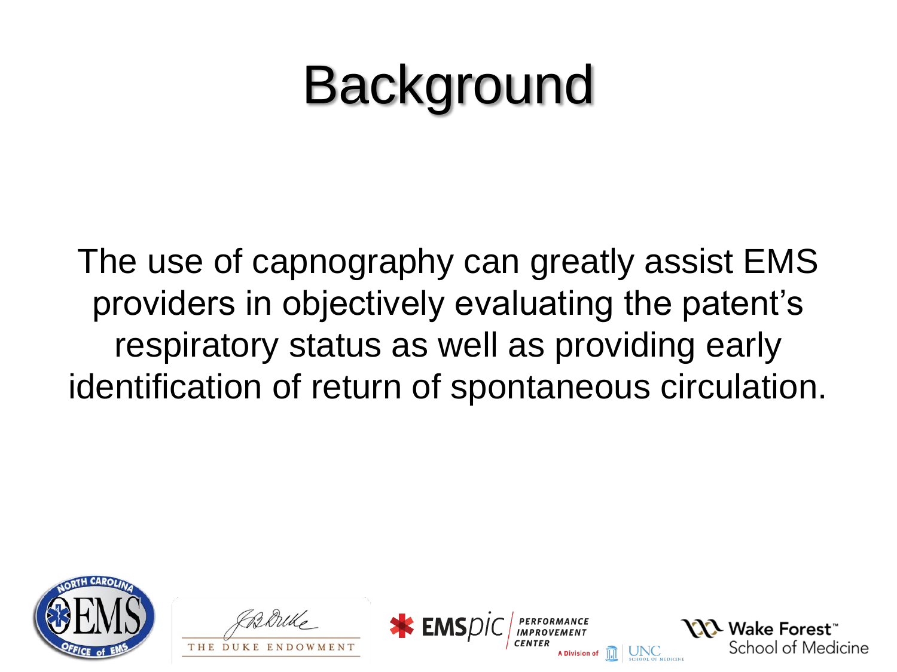# Background

The use of capnography can greatly assist EMS providers in objectively evaluating the patent's respiratory status as well as providing early identification of return of spontaneous circulation.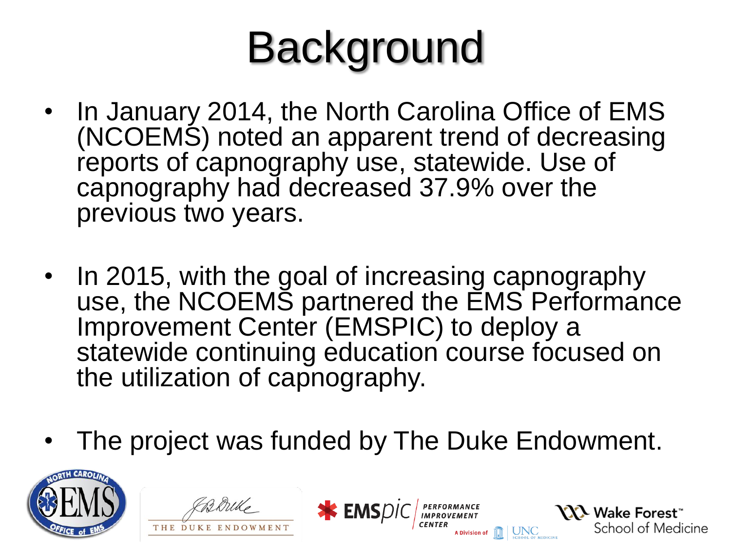# Background

- In January 2014, the North Carolina Office of EMS (NCOEMS) noted an apparent trend of decreasing reports of capnography use, statewide. Use of capnography had decreased 37.9% over the previous two years.
- In 2015, with the goal of increasing capnography use, the NCOEMS partnered the EMS Performance Improvement Center (EMSPIC) to deploy a statewide continuing education course focused on the utilization of capnography.
- The project was funded by The Duke Endowment.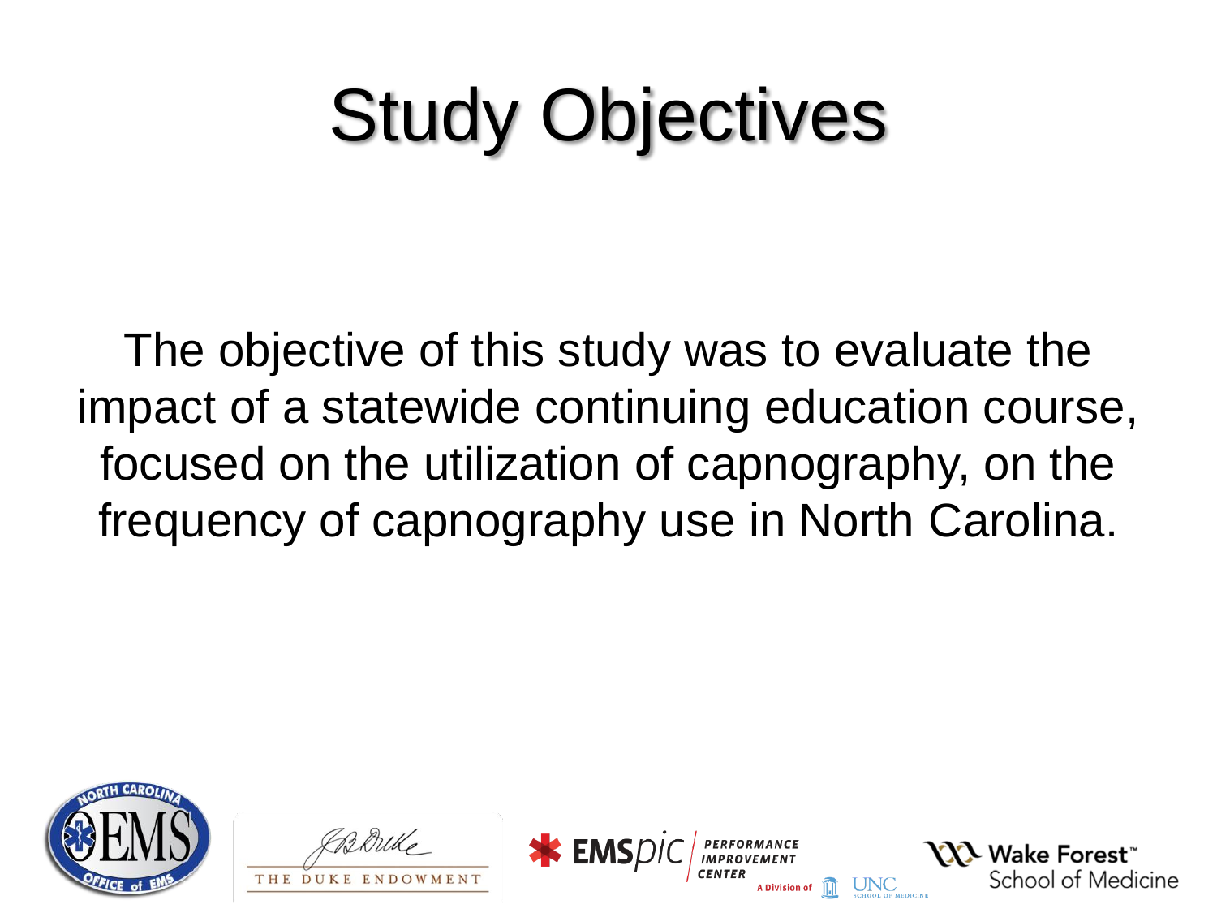# Study Objectives

The objective of this study was to evaluate the impact of a statewide continuing education course, focused on the utilization of capnography, on the frequency of capnography use in North Carolina.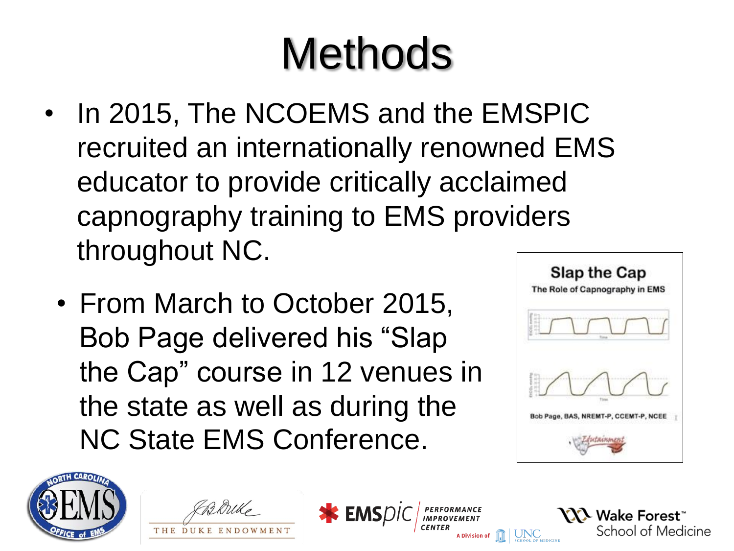# Methods

- In 2015, The NCOEMS and the EMSPIC recruited an internationally renowned EMS educator to provide critically acclaimed capnography training to EMS providers throughout NC.
  - From March to October 2015, Bob Page delivered his “Slap the Cap” course in 12 venues in the state as well as during the NC State EMS Conference.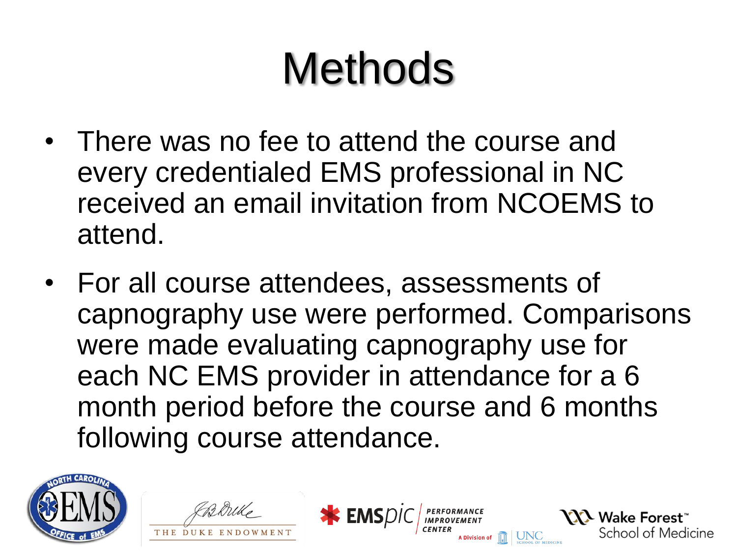# Methods

- There was no fee to attend the course and every credentialed EMS professional in NC received an email invitation from NCOEMS to attend.
- For all course attendees, assessments of capnography use were performed. Comparisons were made evaluating capnography use for each NC EMS provider in attendance for a 6 month period before the course and 6 months following course attendance.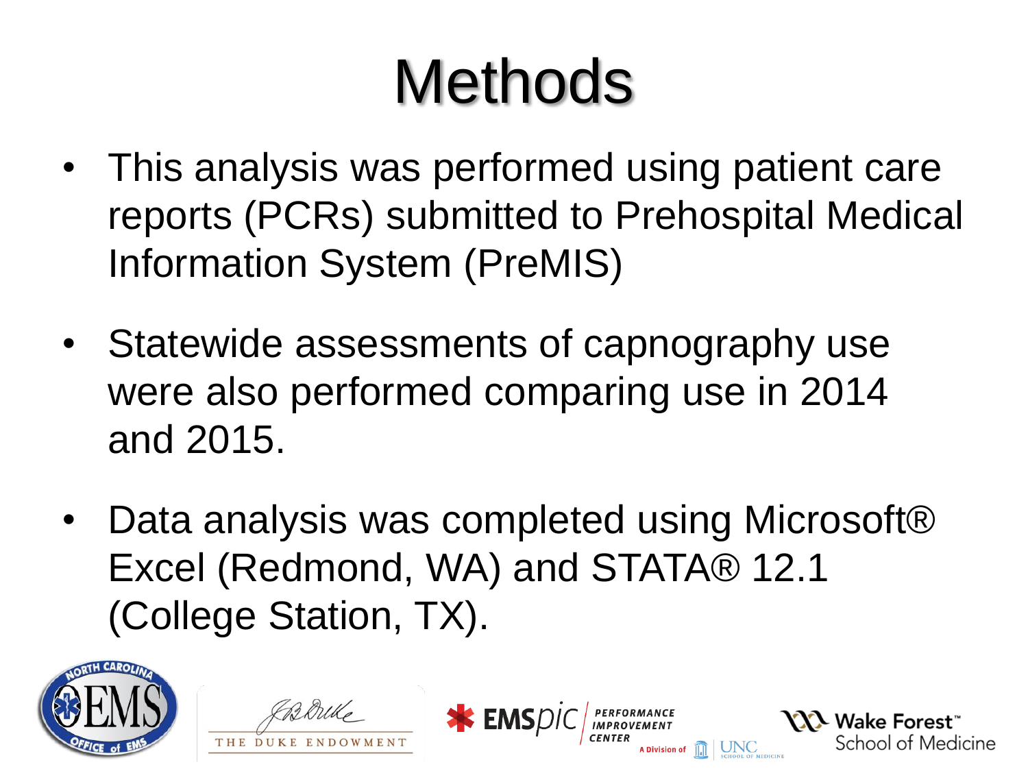# Methods

- This analysis was performed using patient care reports (PCRs) submitted to Prehospital Medical Information System (PreMIS)
- Statewide assessments of capnography use were also performed comparing use in 2014 and 2015.
- Data analysis was completed using Microsoft® Excel (Redmond, WA) and STATA® 12.1 (College Station, TX).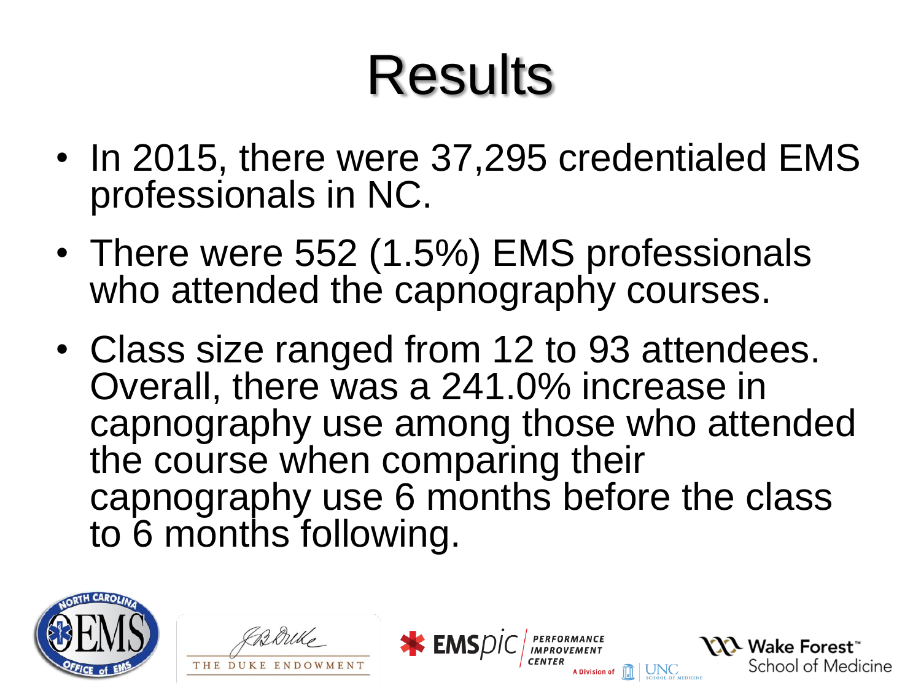# Results

- In 2015, there were 37,295 credentialed EMS professionals in NC.
- There were 552 (1.5%) EMS professionals who attended the capnography courses.
- Class size ranged from 12 to 93 attendees. Overall, there was a 241.0% increase in capnography use among those who attended the course when comparing their capnography use 6 months before the class to 6 months following.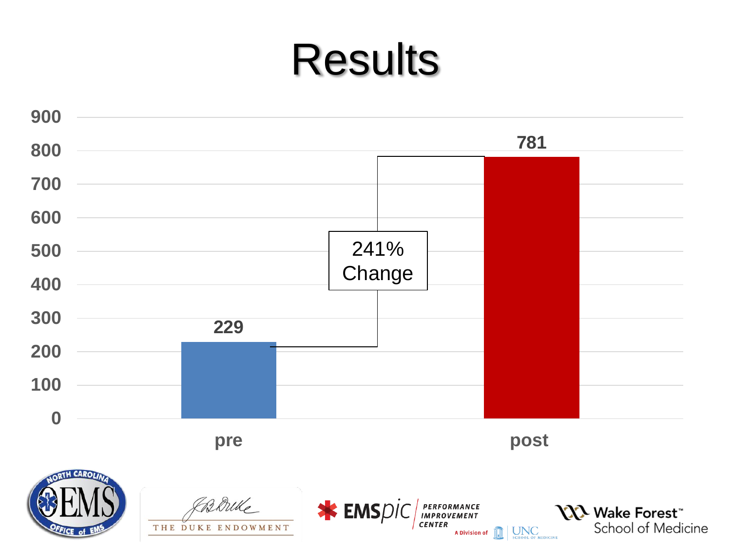# Results

| | Value |
|---|---|
| pre | 229 |
| post | 781 |

241% Change

THE DUKE ENDOWMENT

EMSpic PERFORMANCE IMPROVEMENT CENTER A Division of UNC School of Medicine

Wake Forest School of Medicine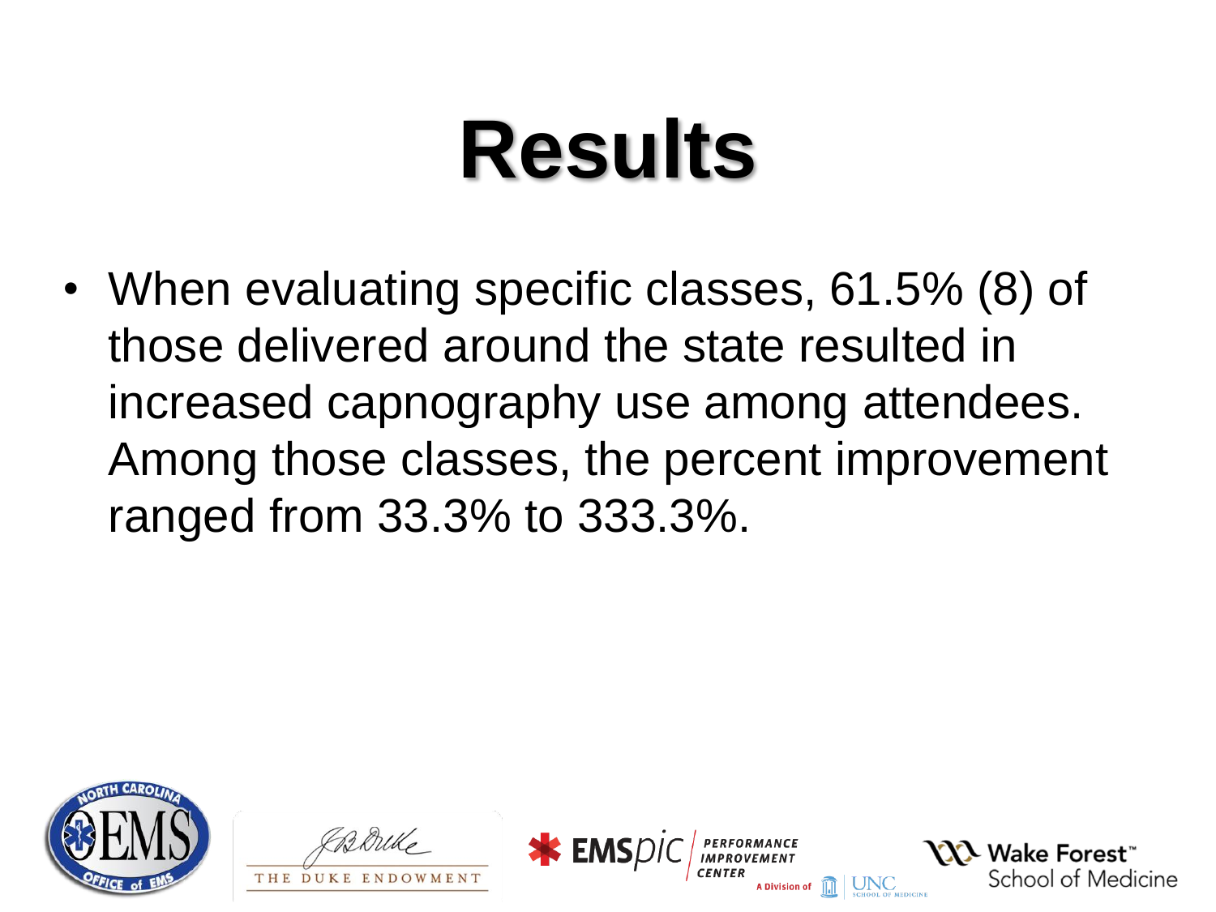# Results

- When evaluating specific classes, 61.5% (8) of those delivered around the state resulted in increased capnography use among attendees. Among those classes, the percent improvement ranged from 33.3% to 333.3%.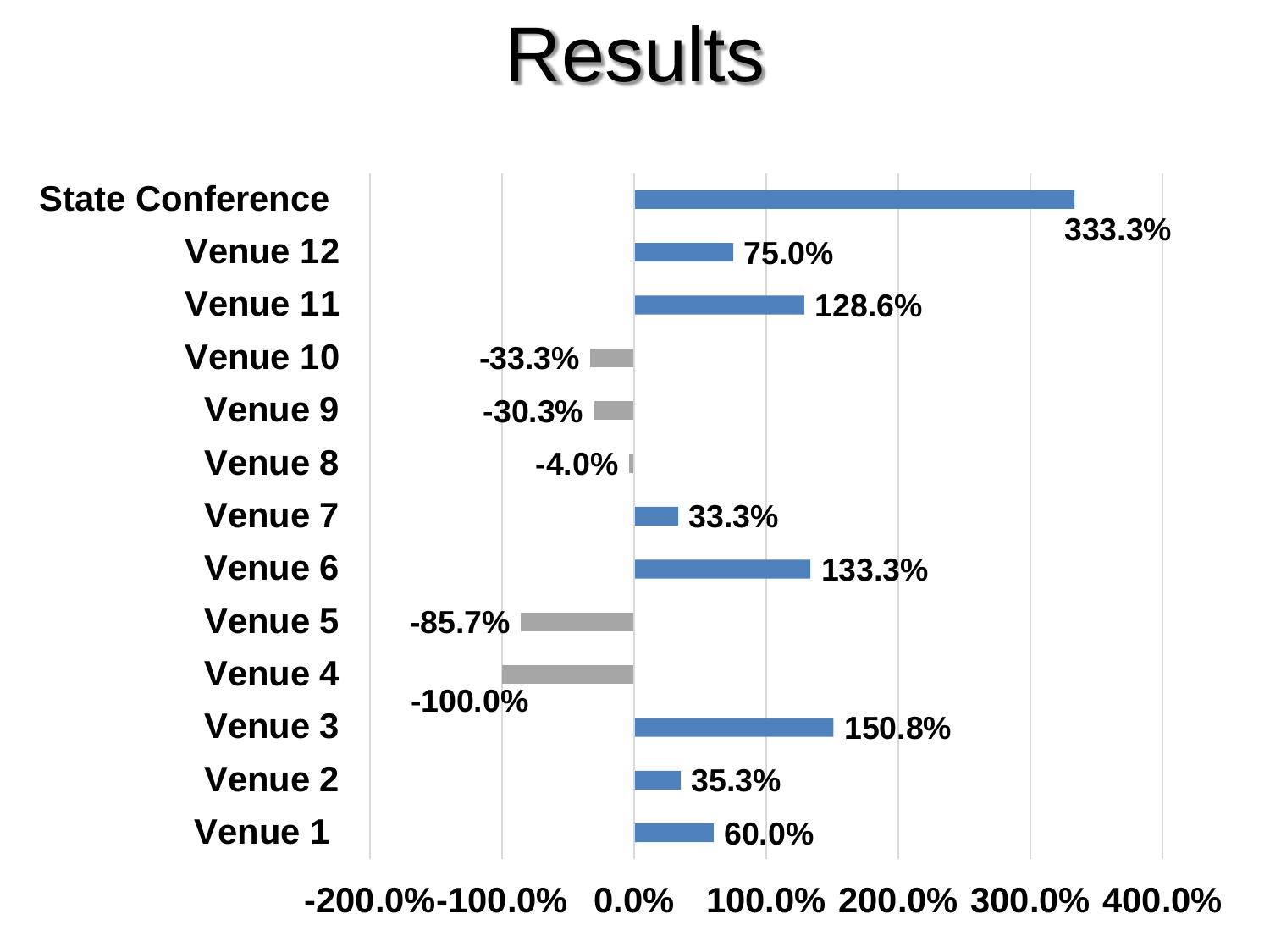# Results

| Venue | Result |
|---|---|
| State Conference | 333.3% |
| Venue 12 | 75.0% |
| Venue 11 | 128.6% |
| Venue 10 | -33.3% |
| Venue 9 | -30.3% |
| Venue 8 | -4.0% |
| Venue 7 | 33.3% |
| Venue 6 | 133.3% |
| Venue 5 | -85.7% |
| Venue 4 | -100.0% |
| Venue 3 | 150.8% |
| Venue 2 | 35.3% |
| Venue 1 | 60.0% |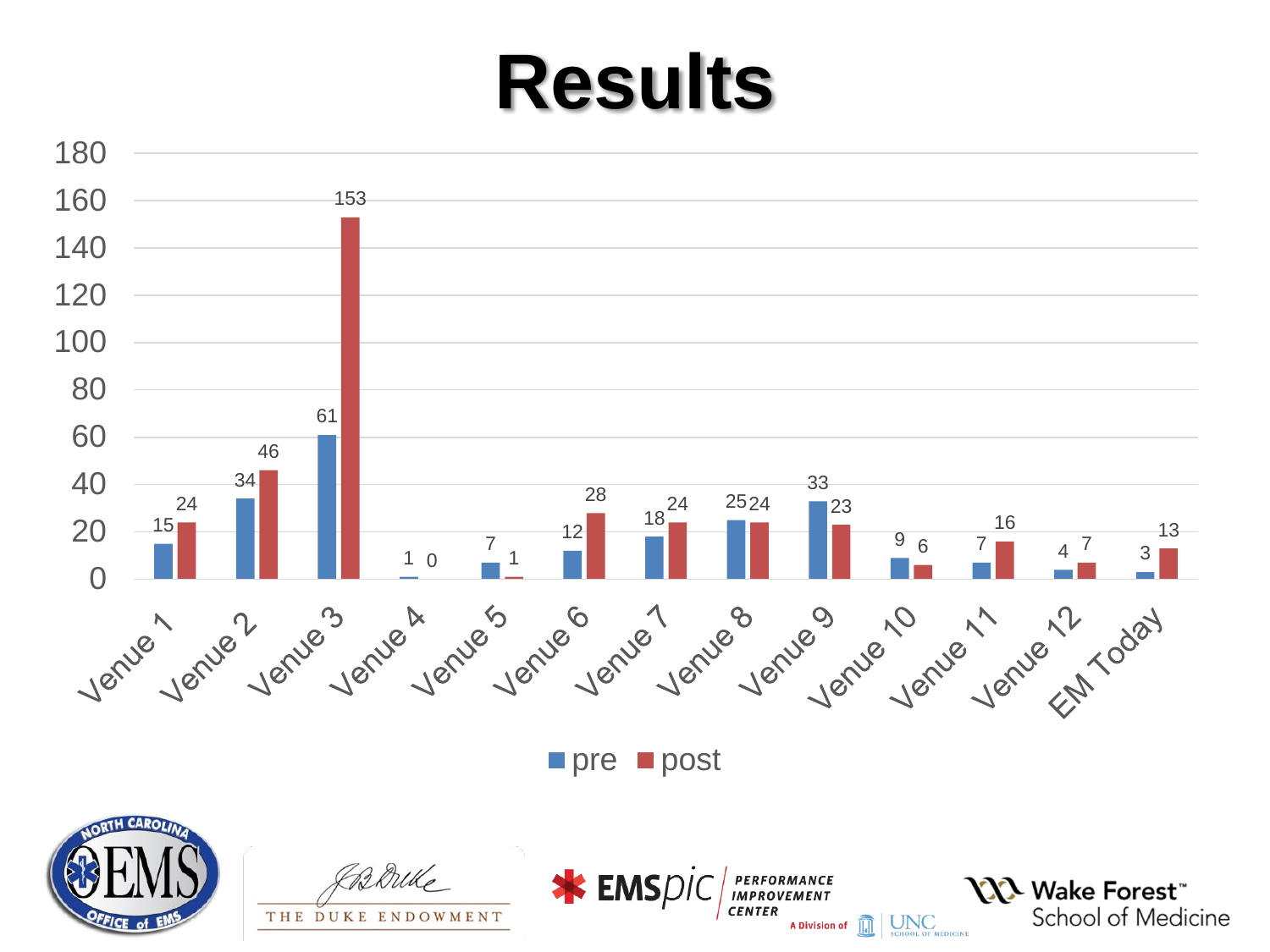# Results

| | pre | post |
|---|---|---|
| Venue 1 | 15 | 24 |
| Venue 2 | 34 | 46 |
| Venue 3 | 61 | 153 |
| Venue 4 | 1 | 0 |
| Venue 5 | 7 | 1 |
| Venue 6 | 12 | 28 |
| Venue 7 | 18 | 24 |
| Venue 8 | 25 | 24 |
| Venue 9 | 33 | 23 |
| Venue 10 | 9 | 6 |
| Venue 11 | 7 | 16 |
| Venue 12 | 4 | 7 |
| EM Today | 3 | 13 |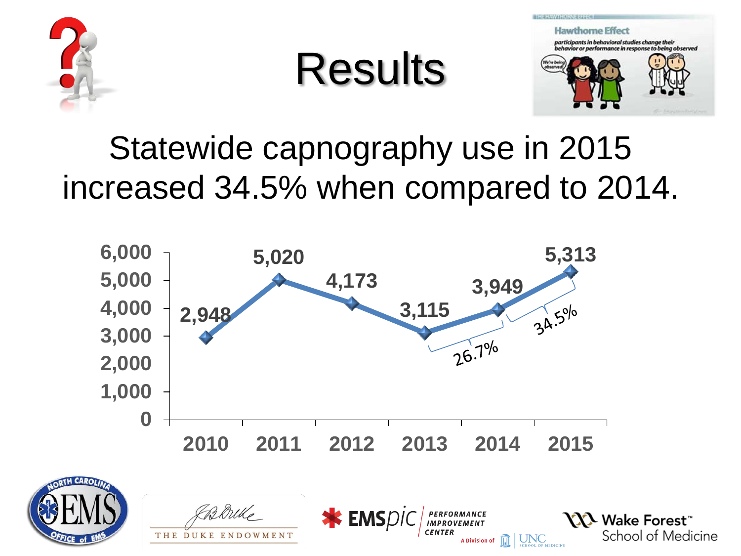# Results

Statewide capnography use in 2015 increased 34.5% when compared to 2014.

| Year | Capnography use |
|---|---|
| 2010 | 2,948 |
| 2011 | 5,020 |
| 2012 | 4,173 |
| 2013 | 3,115 |
| 2014 | 3,949 |
| 2015 | 5,313 |

2013 to 2014: 26.7%

2014 to 2015: 34.5%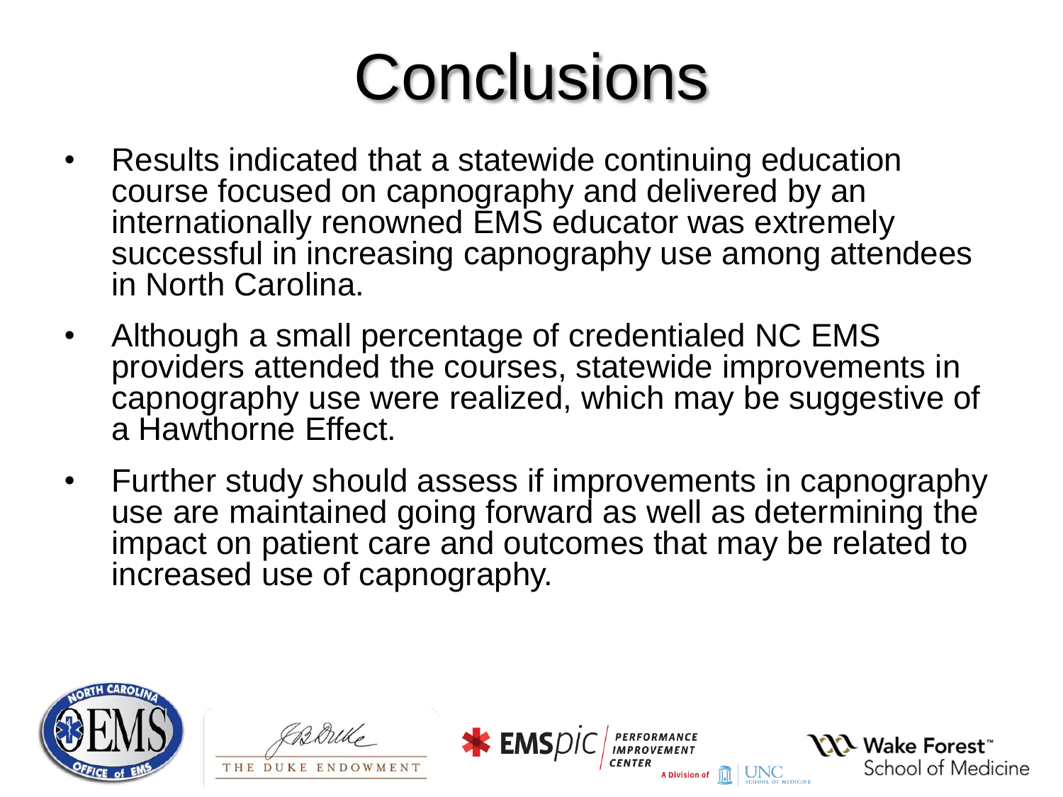# Conclusions

- Results indicated that a statewide continuing education course focused on capnography and delivered by an internationally renowned EMS educator was extremely successful in increasing capnography use among attendees in North Carolina.
- Although a small percentage of credentialed NC EMS providers attended the courses, statewide improvements in capnography use were realized, which may be suggestive of a Hawthorne Effect.
- Further study should assess if improvements in capnography use are maintained going forward as well as determining the impact on patient care and outcomes that may be related to increased use of capnography.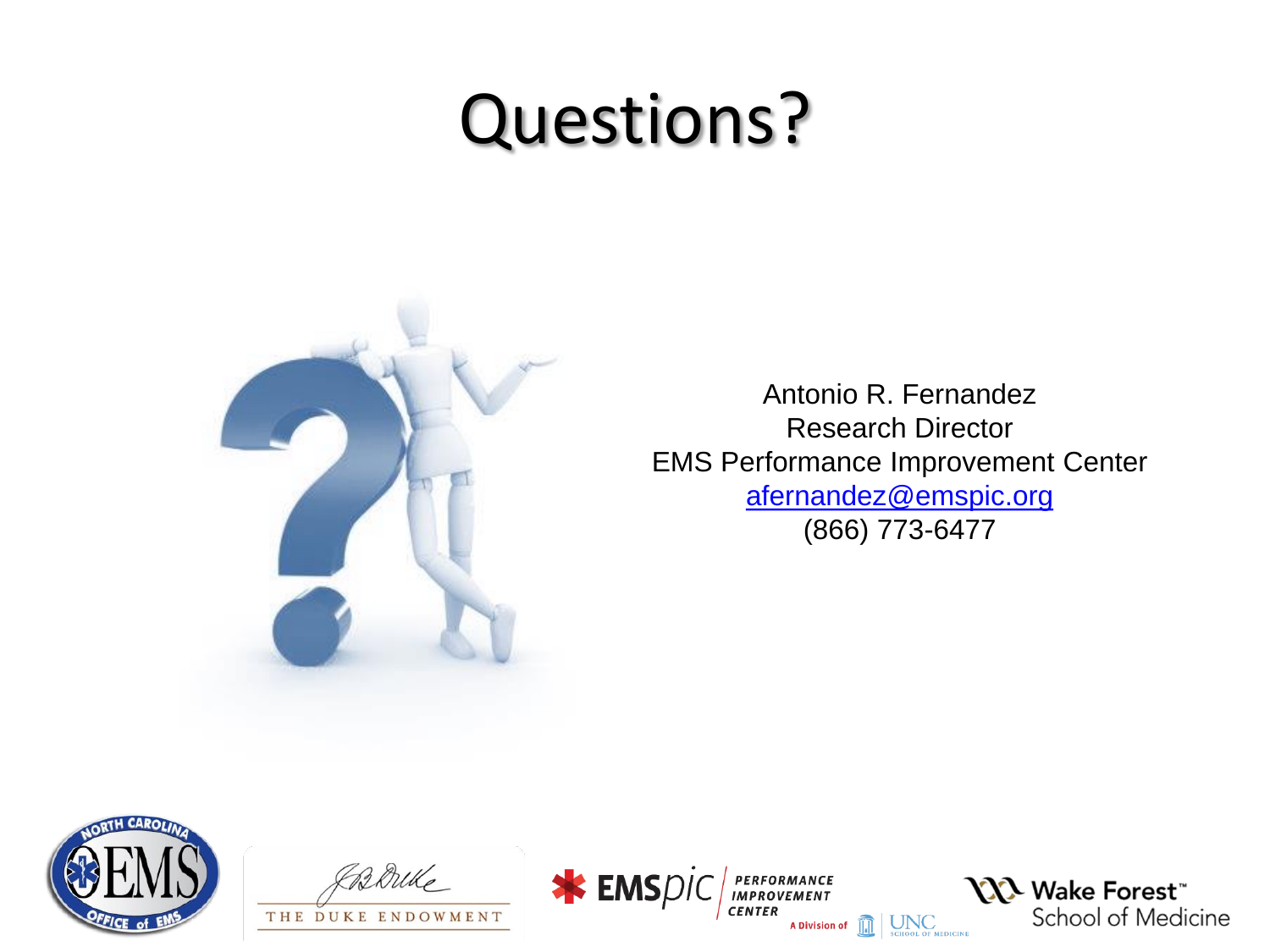# Questions?

Antonio R. Fernandez
Research Director
EMS Performance Improvement Center
afernandez@emspic.org
(866) 773-6477